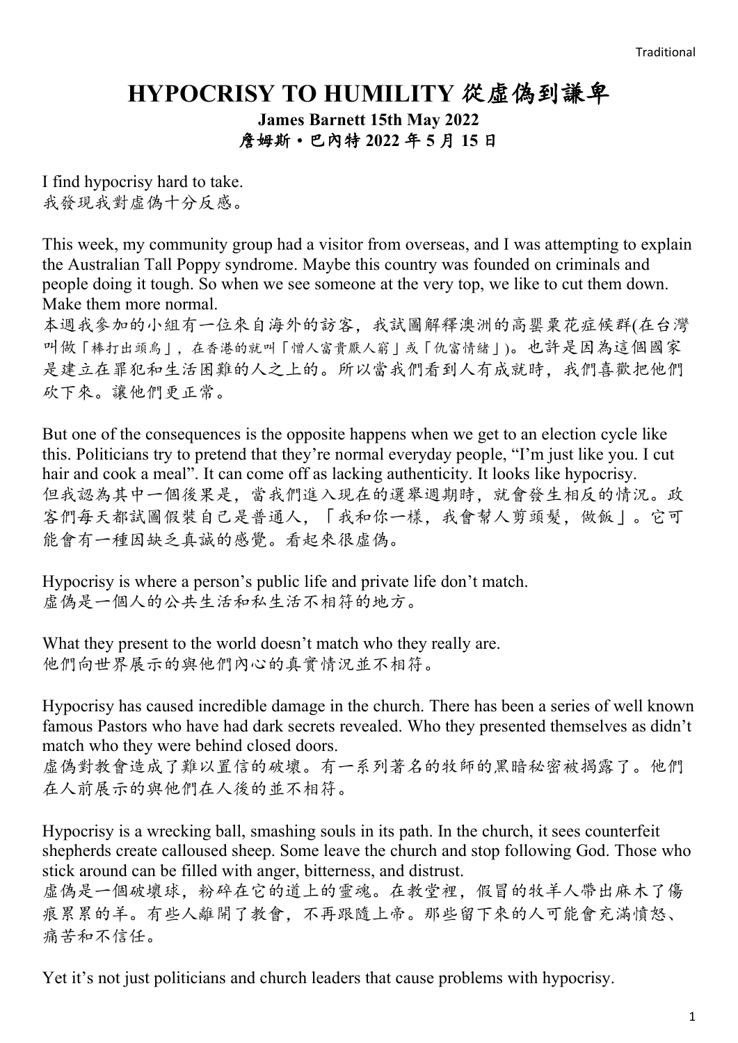# HYPOCRISY TO HUMILITY 從虛偽到謙卑

**James Barnett 15th May 2022**

**詹姆斯・巴內特 2022 年 5 月 15 日**

I find hypocrisy hard to take.
我發現我對虛偽十分反感。

This week, my community group had a visitor from overseas, and I was attempting to explain the Australian Tall Poppy syndrome. Maybe this country was founded on criminals and people doing it tough. So when we see someone at the very top, we like to cut them down. Make them more normal.
本週我參加的小組有一位來自海外的訪客，我試圖解釋澳洲的高罌粟花症候群(在台灣叫做「棒打出頭鳥」，在香港的就叫「憎人富貴厭人窮」或「仇富情緒」)。也許是因為這個國家是建立在罪犯和生活困難的人之上的。所以當我們看到人有成就時，我們喜歡把他們砍下來。讓他們更正常。

But one of the consequences is the opposite happens when we get to an election cycle like this. Politicians try to pretend that they're normal everyday people, "I'm just like you. I cut hair and cook a meal". It can come off as lacking authenticity. It looks like hypocrisy.
但我認為其中一個後果是，當我們進入現在的選舉週期時，就會發生相反的情況。政客們每天都試圖假裝自己是普通人，「我和你一樣，我會幫人剪頭髮，做飯」。它可能會有一種因缺乏真誠的感覺。看起來很虛偽。

Hypocrisy is where a person's public life and private life don't match.
虛偽是一個人的公共生活和私生活不相符的地方。

What they present to the world doesn't match who they really are.
他們向世界展示的與他們內心的真實情況並不相符。

Hypocrisy has caused incredible damage in the church. There has been a series of well known famous Pastors who have had dark secrets revealed. Who they presented themselves as didn't match who they were behind closed doors.
虛偽對教會造成了難以置信的破壞。有一系列著名的牧師的黑暗秘密被揭露了。他們在人前展示的與他們在人後的並不相符。

Hypocrisy is a wrecking ball, smashing souls in its path. In the church, it sees counterfeit shepherds create calloused sheep. Some leave the church and stop following God. Those who stick around can be filled with anger, bitterness, and distrust.
虛偽是一個破壞球，粉碎在它的道上的靈魂。在教堂裡，假冒的牧羊人帶出麻木了傷痕累累的羊。有些人離開了教會，不再跟隨上帝。那些留下來的人可能會充滿憤怒、痛苦和不信任。

Yet it's not just politicians and church leaders that cause problems with hypocrisy.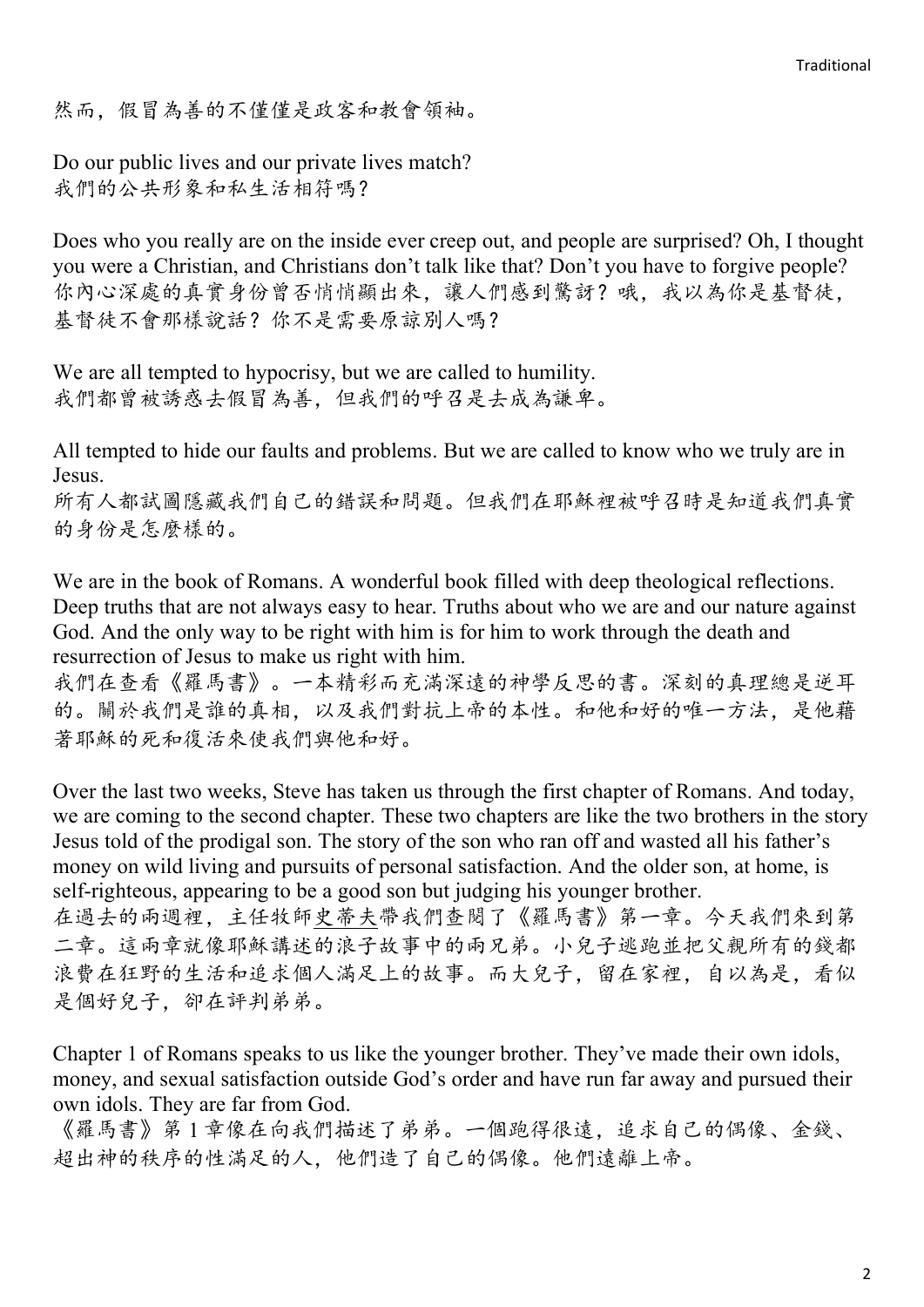然而，假冒為善的不僅僅是政客和教會領袖。

Do our public lives and our private lives match?
我們的公共形象和私生活相符嗎？

Does who you really are on the inside ever creep out, and people are surprised? Oh, I thought you were a Christian, and Christians don't talk like that? Don't you have to forgive people?
你內心深處的真實身份曾否悄悄顯出來，讓人們感到驚訝？哦，我以為你是基督徒，基督徒不會那樣說話？你不是需要原諒別人嗎？

We are all tempted to hypocrisy, but we are called to humility.
我們都曾被誘惑去假冒為善，但我們的呼召是去成為謙卑。

All tempted to hide our faults and problems. But we are called to know who we truly are in Jesus.
所有人都試圖隱藏我們自己的錯誤和問題。但我們在耶穌裡被呼召時是知道我們真實的身份是怎麼樣的。

We are in the book of Romans. A wonderful book filled with deep theological reflections. Deep truths that are not always easy to hear. Truths about who we are and our nature against God. And the only way to be right with him is for him to work through the death and resurrection of Jesus to make us right with him.
我們在查看《羅馬書》。一本精彩而充滿深遠的神學反思的書。深刻的真理總是逆耳的。關於我們是誰的真相，以及我們對抗上帝的本性。和他和好的唯一方法，是他藉著耶穌的死和復活來使我們與他和好。

Over the last two weeks, Steve has taken us through the first chapter of Romans. And today, we are coming to the second chapter. These two chapters are like the two brothers in the story Jesus told of the prodigal son. The story of the son who ran off and wasted all his father's money on wild living and pursuits of personal satisfaction. And the older son, at home, is self-righteous, appearing to be a good son but judging his younger brother.
在過去的兩週裡，主任牧師史蒂夫帶我們查閱了《羅馬書》第一章。今天我們來到第二章。這兩章就像耶穌講述的浪子故事中的兩兄弟。小兒子逃跑並把父親所有的錢都浪費在狂野的生活和追求個人滿足上的故事。而大兒子，留在家裡，自以為是，看似是個好兒子，卻在評判弟弟。

Chapter 1 of Romans speaks to us like the younger brother. They've made their own idols, money, and sexual satisfaction outside God's order and have run far away and pursued their own idols. They are far from God.
《羅馬書》第 1 章像在向我們描述了弟弟。一個跑得很遠，追求自己的偶像、金錢、超出神的秩序的性滿足的人，他們造了自己的偶像。他們遠離上帝。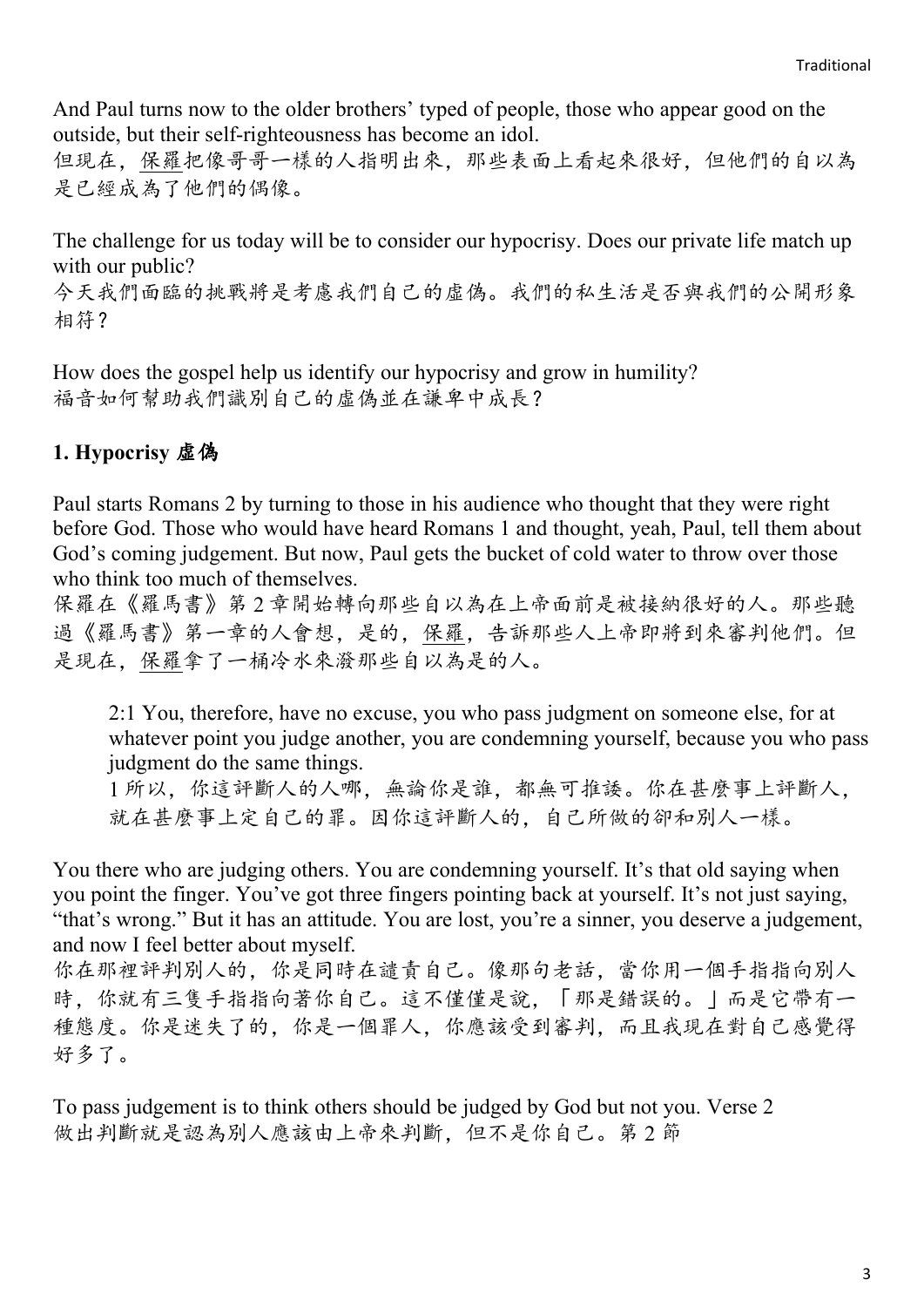And Paul turns now to the older brothers' typed of people, those who appear good on the outside, but their self-righteousness has become an idol.
但現在，保羅把像哥哥一樣的人指明出來，那些表面上看起來很好，但他們的自以為是已經成為了他們的偶像。

The challenge for us today will be to consider our hypocrisy. Does our private life match up with our public?
今天我們面臨的挑戰將是考慮我們自己的虛偽。我們的私生活是否與我們的公開形象相符？

How does the gospel help us identify our hypocrisy and grow in humility?
福音如何幫助我們識別自己的虛偽並在謙卑中成長？

### 1. Hypocrisy 虛偽

Paul starts Romans 2 by turning to those in his audience who thought that they were right before God. Those who would have heard Romans 1 and thought, yeah, Paul, tell them about God's coming judgement. But now, Paul gets the bucket of cold water to throw over those who think too much of themselves.
保羅在《羅馬書》第 2 章開始轉向那些自以為在上帝面前是被接納很好的人。那些聽過《羅馬書》第一章的人會想，是的，保羅，告訴那些人上帝即將到來審判他們。但是現在，保羅拿了一桶冷水來潑那些自以為是的人。

> 2:1 You, therefore, have no excuse, you who pass judgment on someone else, for at whatever point you judge another, you are condemning yourself, because you who pass judgment do the same things.
> 1 所以，你這評斷人的人哪，無論你是誰，都無可推諉。你在甚麼事上評斷人，就在甚麼事上定自己的罪。因你這評斷人的，自己所做的卻和別人一樣。

You there who are judging others. You are condemning yourself. It's that old saying when you point the finger. You've got three fingers pointing back at yourself. It's not just saying, "that's wrong." But it has an attitude. You are lost, you're a sinner, you deserve a judgement, and now I feel better about myself.
你在那裡評判別人的，你是同時在譴責自己。像那句老話，當你用一個手指指向別人時，你就有三隻手指指向著你自己。這不僅僅是說，「那是錯誤的。」而是它帶有一種態度。你是迷失了的，你是一個罪人，你應該受到審判，而且我現在對自己感覺得好多了。

To pass judgement is to think others should be judged by God but not you. Verse 2
做出判斷就是認為別人應該由上帝來判斷，但不是你自己。第 2 節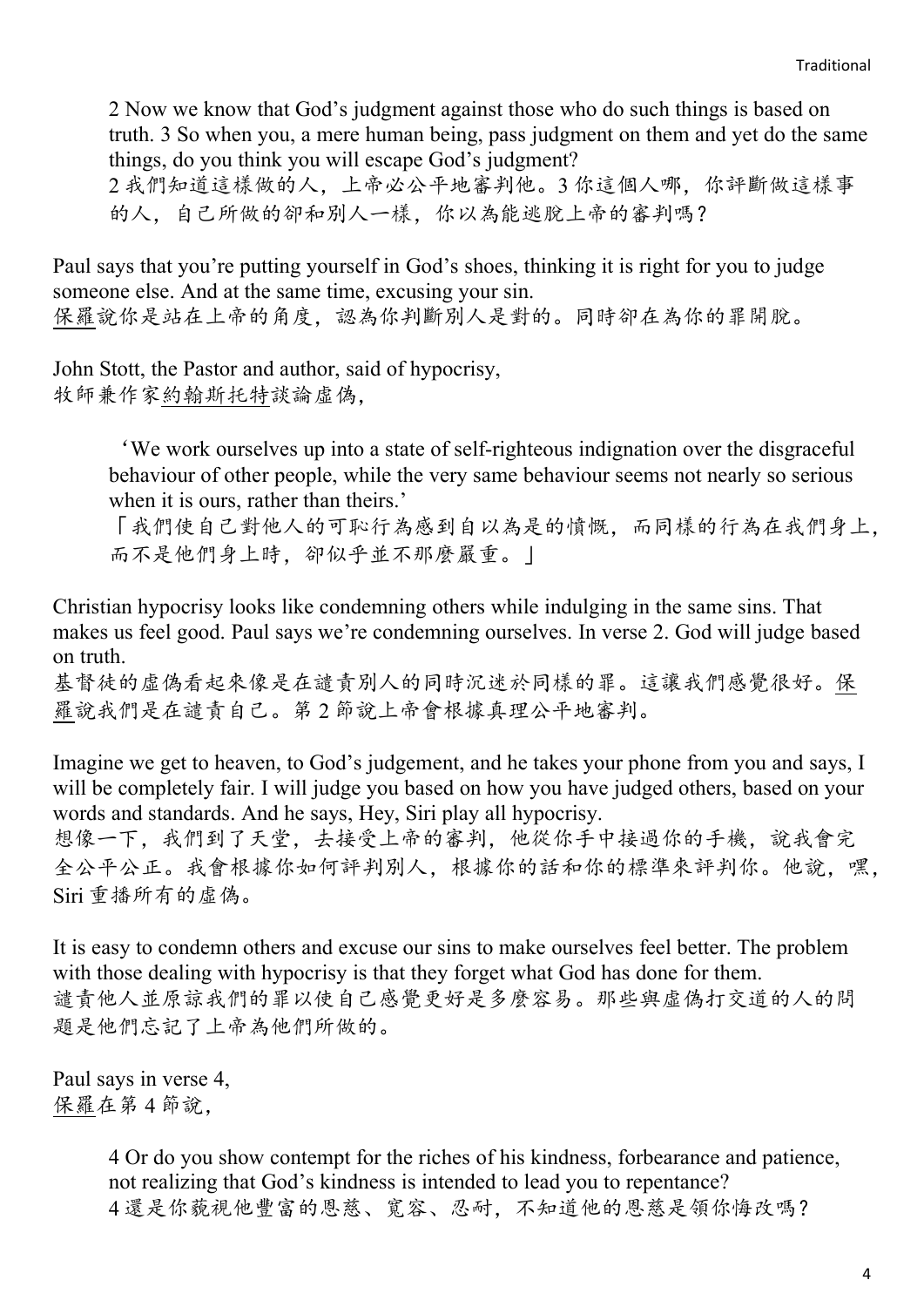2 Now we know that God's judgment against those who do such things is based on truth. 3 So when you, a mere human being, pass judgment on them and yet do the same things, do you think you will escape God's judgment?
2 我們知道這樣做的人，上帝必公平地審判他。3 你這個人哪，你評斷做這樣事的人，自己所做的卻和別人一樣，你以為能逃脫上帝的審判嗎？

Paul says that you're putting yourself in God's shoes, thinking it is right for you to judge someone else. And at the same time, excusing your sin.
保羅說你是站在上帝的角度，認為你判斷別人是對的。同時卻在為你的罪開脫。

John Stott, the Pastor and author, said of hypocrisy,
牧師兼作家約翰斯托特談論虛偽，

> 'We work ourselves up into a state of self-righteous indignation over the disgraceful behaviour of other people, while the very same behaviour seems not nearly so serious when it is ours, rather than theirs.'
> 「我們使自己對他人的可恥行為感到自以為是的憤慨，而同樣的行為在我們身上，而不是他們身上時，卻似乎並不那麼嚴重。」

Christian hypocrisy looks like condemning others while indulging in the same sins. That makes us feel good. Paul says we're condemning ourselves. In verse 2. God will judge based on truth.
基督徒的虛偽看起來像是在譴責別人的同時沉迷於同樣的罪。這讓我們感覺很好。保羅說我們是在譴責自己。第 2 節說上帝會根據真理公平地審判。

Imagine we get to heaven, to God's judgement, and he takes your phone from you and says, I will be completely fair. I will judge you based on how you have judged others, based on your words and standards. And he says, Hey, Siri play all hypocrisy.
想像一下，我們到了天堂，去接受上帝的審判，他從你手中接過你的手機，說我會完全公平公正。我會根據你如何評判別人，根據你的話和你的標準來評判你。他說，嘿，Siri 重播所有的虛偽。

It is easy to condemn others and excuse our sins to make ourselves feel better. The problem with those dealing with hypocrisy is that they forget what God has done for them.
譴責他人並原諒我們的罪以使自己感覺更好是多麼容易。那些與虛偽打交道的人的問題是他們忘記了上帝為他們所做的。

Paul says in verse 4,
保羅在第 4 節說，

> 4 Or do you show contempt for the riches of his kindness, forbearance and patience, not realizing that God's kindness is intended to lead you to repentance?
> 4 還是你藐視他豐富的恩慈、寬容、忍耐，不知道他的恩慈是領你悔改嗎？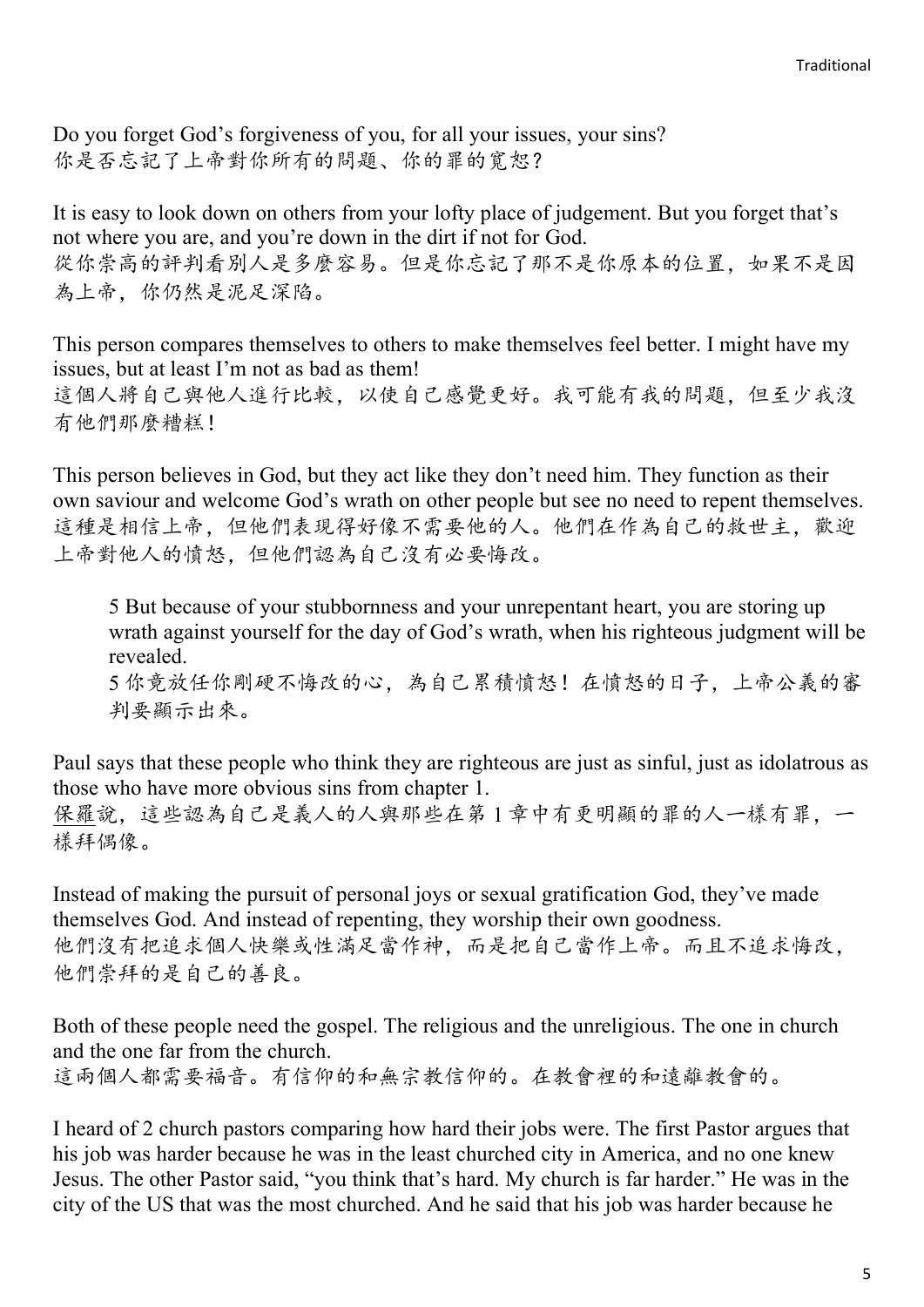Do you forget God's forgiveness of you, for all your issues, your sins?
你是否忘記了上帝對你所有的問題、你的罪的寬恕？

It is easy to look down on others from your lofty place of judgement. But you forget that's not where you are, and you're down in the dirt if not for God.
從你崇高的評判看別人是多麼容易。但是你忘記了那不是你原本的位置，如果不是因為上帝，你仍然是泥足深陷。

This person compares themselves to others to make themselves feel better. I might have my issues, but at least I'm not as bad as them!
這個人將自己與他人進行比較，以使自己感覺更好。我可能有我的問題，但至少我沒有他們那麼糟糕！

This person believes in God, but they act like they don't need him. They function as their own saviour and welcome God's wrath on other people but see no need to repent themselves.
這種是相信上帝，但他們表現得好像不需要他的人。他們在作為自己的救世主，歡迎上帝對他人的憤怒，但他們認為自己沒有必要悔改。

> 5 But because of your stubbornness and your unrepentant heart, you are storing up wrath against yourself for the day of God's wrath, when his righteous judgment will be revealed.
> 5 你竟放任你剛硬不悔改的心，為自己累積憤怒！在憤怒的日子，上帝公義的審判要顯示出來。

Paul says that these people who think they are righteous are just as sinful, just as idolatrous as those who have more obvious sins from chapter 1.
保羅說，這些認為自己是義人的人與那些在第 1 章中有更明顯的罪的人一樣有罪，一樣拜偶像。

Instead of making the pursuit of personal joys or sexual gratification God, they've made themselves God. And instead of repenting, they worship their own goodness.
他們沒有把追求個人快樂或性滿足當作神，而是把自己當作上帝。而且不追求悔改，他們崇拜的是自己的善良。

Both of these people need the gospel. The religious and the unreligious. The one in church and the one far from the church.
這兩個人都需要福音。有信仰的和無宗教信仰的。在教會裡的和遠離教會的。

I heard of 2 church pastors comparing how hard their jobs were. The first Pastor argues that his job was harder because he was in the least churched city in America, and no one knew Jesus. The other Pastor said, "you think that's hard. My church is far harder." He was in the city of the US that was the most churched. And he said that his job was harder because he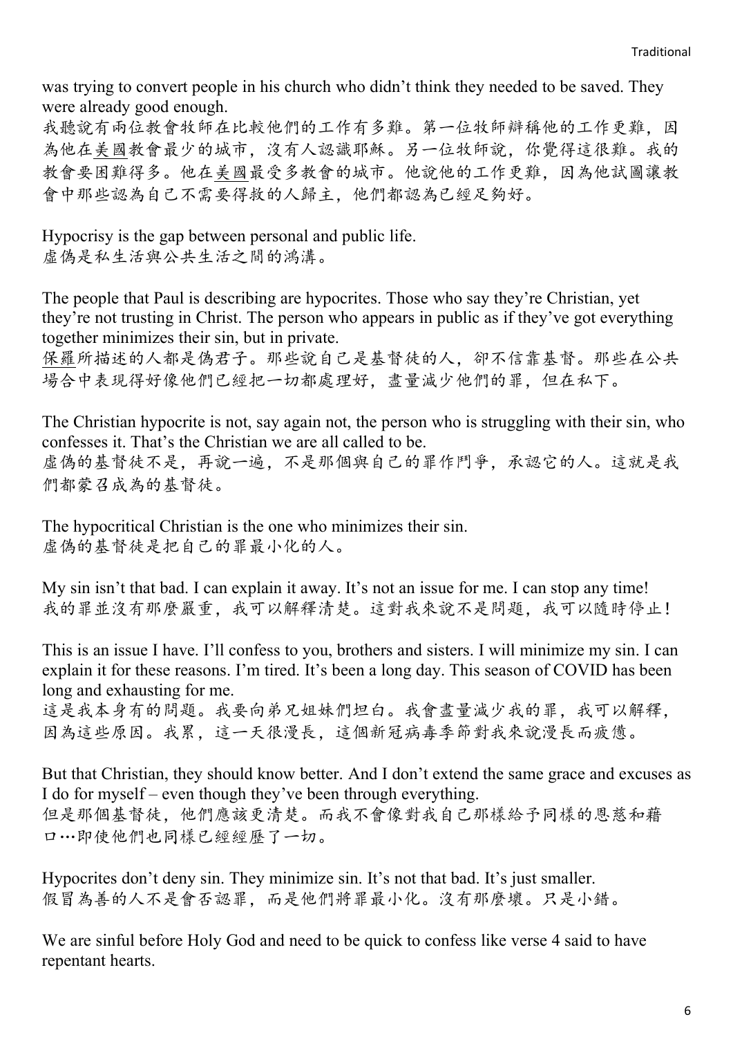was trying to convert people in his church who didn't think they needed to be saved. They were already good enough.
我聽說有兩位教會牧師在比較他們的工作有多難。第一位牧師辯稱他的工作更難，因為他在美國教會最少的城市，沒有人認識耶穌。另一位牧師說，你覺得這很難。我的教會要困難得多。他在美國最受多教會的城市。他說他的工作更難，因為他試圖讓教會中那些認為自己不需要得救的人歸主，他們都認為已經足夠好。

Hypocrisy is the gap between personal and public life.
虛偽是私生活與公共生活之間的鴻溝。

The people that Paul is describing are hypocrites. Those who say they're Christian, yet they're not trusting in Christ. The person who appears in public as if they've got everything together minimizes their sin, but in private.
保羅所描述的人都是偽君子。那些說自己是基督徒的人，卻不信靠基督。那些在公共場合中表現得好像他們已經把一切都處理好，盡量減少他們的罪，但在私下。

The Christian hypocrite is not, say again not, the person who is struggling with their sin, who confesses it. That's the Christian we are all called to be.
虛偽的基督徒不是，再說一遍，不是那個與自己的罪作鬥爭，承認它的人。這就是我們都蒙召成為的基督徒。

The hypocritical Christian is the one who minimizes their sin.
虛偽的基督徒是把自己的罪最小化的人。

My sin isn't that bad. I can explain it away. It's not an issue for me. I can stop any time!
我的罪並沒有那麼嚴重，我可以解釋清楚。這對我來說不是問題，我可以隨時停止！

This is an issue I have. I'll confess to you, brothers and sisters. I will minimize my sin. I can explain it for these reasons. I'm tired. It's been a long day. This season of COVID has been long and exhausting for me.
這是我本身有的問題。我要向弟兄姐妹們坦白。我會盡量減少我的罪，我可以解釋，因為這些原因。我累，這一天很漫長，這個新冠病毒季節對我來說漫長而疲憊。

But that Christian, they should know better. And I don't extend the same grace and excuses as I do for myself – even though they've been through everything.
但是那個基督徒，他們應該更清楚。而我不會像對我自己那樣給予同樣的恩慈和藉口…即使他們也同樣已經經歷了一切。

Hypocrites don't deny sin. They minimize sin. It's not that bad. It's just smaller.
假冒為善的人不是會否認罪，而是他們將罪最小化。沒有那麼壞。只是小錯。

We are sinful before Holy God and need to be quick to confess like verse 4 said to have repentant hearts.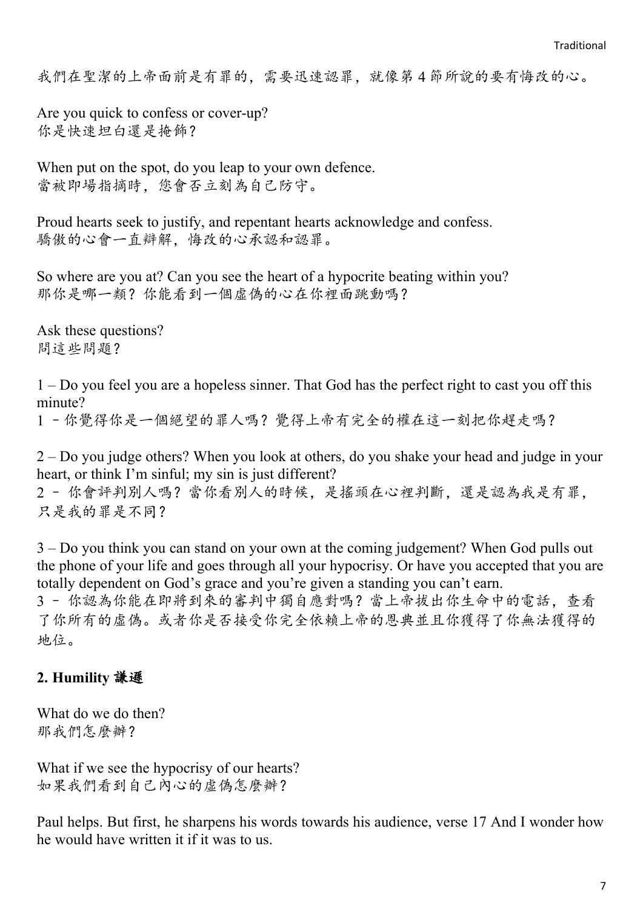我們在聖潔的上帝面前是有罪的，需要迅速認罪，就像第 4 節所說的要有悔改的心。

Are you quick to confess or cover-up?
你是快速坦白還是掩飾？

When put on the spot, do you leap to your own defence.
當被即場指摘時，您會否立刻為自己防守。

Proud hearts seek to justify, and repentant hearts acknowledge and confess.
驕傲的心會一直辯解，悔改的心承認和認罪。

So where are you at? Can you see the heart of a hypocrite beating within you?
那你是哪一類？你能看到一個虛偽的心在你裡面跳動嗎？

Ask these questions?
問這些問題？

1 – Do you feel you are a hopeless sinner. That God has the perfect right to cast you off this minute?
1 – 你覺得你是一個絕望的罪人嗎？覺得上帝有完全的權在這一刻把你趕走嗎？

2 – Do you judge others? When you look at others, do you shake your head and judge in your heart, or think I'm sinful; my sin is just different?
2 – 你會評判別人嗎？當你看別人的時候，是搖頭在心裡判斷，還是認為我是有罪，只是我的罪是不同？

3 – Do you think you can stand on your own at the coming judgement? When God pulls out the phone of your life and goes through all your hypocrisy. Or have you accepted that you are totally dependent on God's grace and you're given a standing you can't earn.
3 – 你認為你能在即將到來的審判中獨自應對嗎？當上帝拔出你生命中的電話，查看了你所有的虛偽。或者你是否接受你完全依賴上帝的恩典並且你獲得了你無法獲得的地位。

**2. Humility 謙遜**

What do we do then?
那我們怎麼辦？

What if we see the hypocrisy of our hearts?
如果我們看到自己內心的虛偽怎麼辦？

Paul helps. But first, he sharpens his words towards his audience, verse 17 And I wonder how he would have written it if it was to us.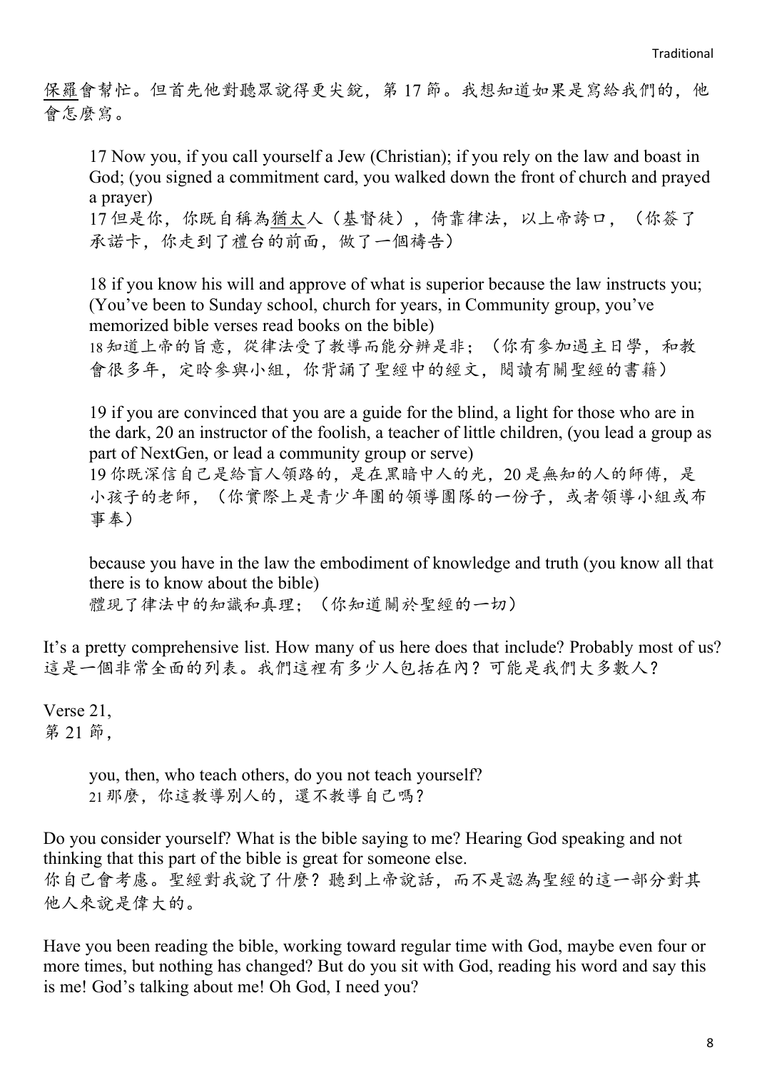保羅會幫忙。但首先他對聽眾說得更尖銳，第 17 節。我想知道如果是寫給我們的，他會怎麼寫。

> 17 Now you, if you call yourself a Jew (Christian); if you rely on the law and boast in God; (you signed a commitment card, you walked down the front of church and prayed a prayer)
> 17 但是你，你既自稱為猶太人（基督徒），倚靠律法，以上帝誇口，（你簽了承諾卡，你走到了禮台的前面，做了一個禱告）
>
> 18 if you know his will and approve of what is superior because the law instructs you; (You've been to Sunday school, church for years, in Community group, you've memorized bible verses read books on the bible)
> 18 知道上帝的旨意，從律法受了教導而能分辨是非；（你有參加過主日學，和教會很多年，定時參與小組，你背誦了聖經中的經文，閱讀有關聖經的書籍）
>
> 19 if you are convinced that you are a guide for the blind, a light for those who are in the dark, 20 an instructor of the foolish, a teacher of little children, (you lead a group as part of NextGen, or lead a community group or serve)
> 19 你既深信自己是給盲人領路的，是在黑暗中人的光，20 是無知的人的師傅，是小孩子的老師，（你實際上是青少年團的領導團隊的一份子，或者領導小組或布事奉）
>
> because you have in the law the embodiment of knowledge and truth (you know all that there is to know about the bible)
> 體現了律法中的知識和真理；（你知道關於聖經的一切）

It's a pretty comprehensive list. How many of us here does that include? Probably most of us?
這是一個非常全面的列表。我們這裡有多少人包括在內？可能是我們大多數人？

Verse 21,
第 21 節，

> you, then, who teach others, do you not teach yourself?
> 21 那麼，你這教導別人的，還不教導自己嗎？

Do you consider yourself? What is the bible saying to me? Hearing God speaking and not thinking that this part of the bible is great for someone else.
你自己會考慮。聖經對我說了什麼？聽到上帝說話，而不是認為聖經的這一部分對其他人來說是偉大的。

Have you been reading the bible, working toward regular time with God, maybe even four or more times, but nothing has changed? But do you sit with God, reading his word and say this is me! God's talking about me! Oh God, I need you?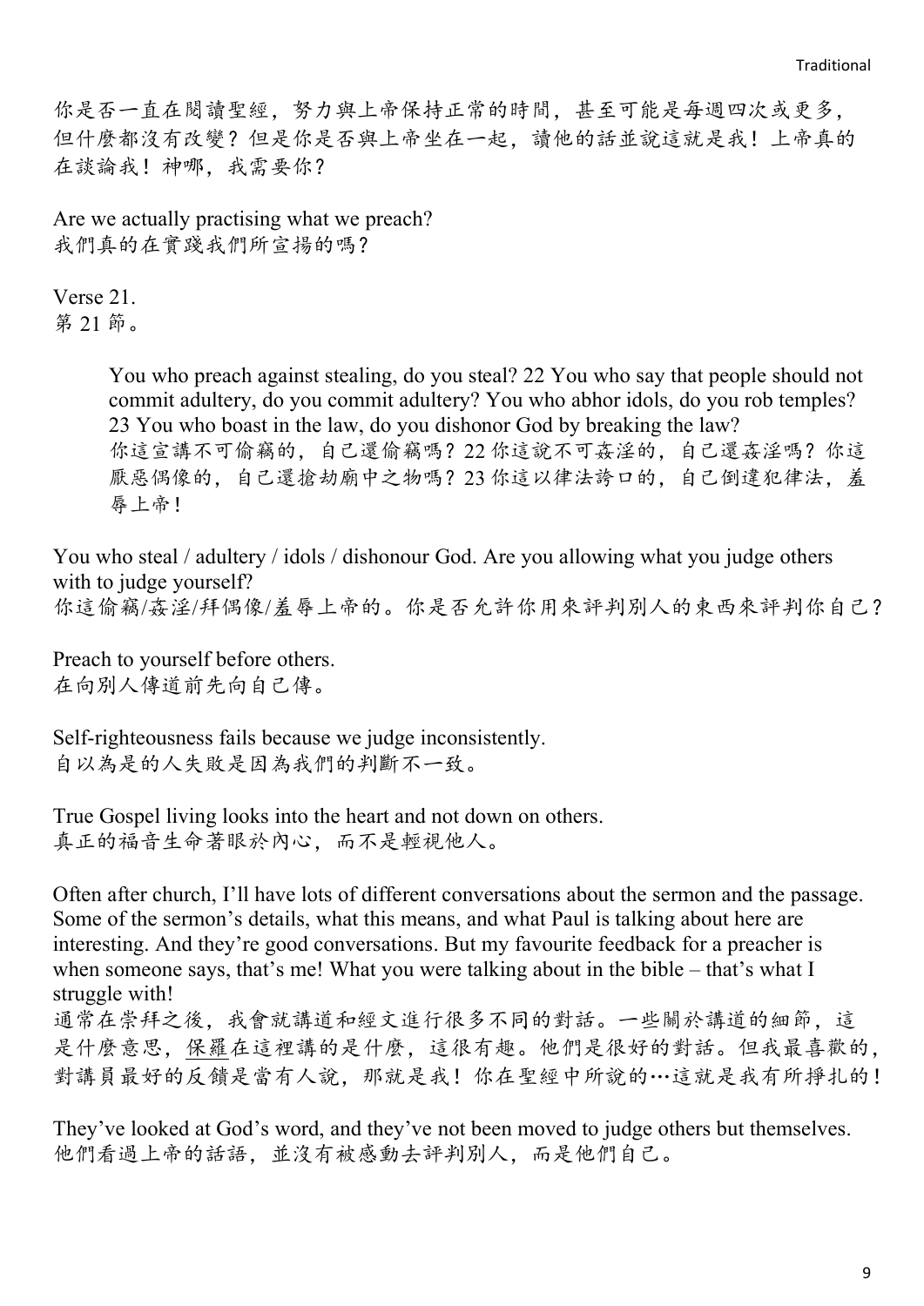你是否一直在閱讀聖經，努力與上帝保持正常的時間，甚至可能是每週四次或更多，但什麼都沒有改變？但是你是否與上帝坐在一起，讀他的話並說這就是我！上帝真的在談論我！神哪，我需要你？

Are we actually practising what we preach?
我們真的在實踐我們所宣揚的嗎？

Verse 21.
第 21 節。

> You who preach against stealing, do you steal? 22 You who say that people should not commit adultery, do you commit adultery? You who abhor idols, do you rob temples? 23 You who boast in the law, do you dishonor God by breaking the law?
> 你這宣講不可偷竊的，自己還偷竊嗎？22 你這說不可姦淫的，自己還姦淫嗎？你這厭惡偶像的，自己還搶劫廟中之物嗎？23 你這以律法誇口的，自己倒違犯律法，羞辱上帝！

You who steal / adultery / idols / dishonour God. Are you allowing what you judge others with to judge yourself?
你這偷竊/姦淫/拜偶像/羞辱上帝的。你是否允許你用來評判別人的東西來評判你自己？

Preach to yourself before others.
在向別人傳道前先向自己傳。

Self-righteousness fails because we judge inconsistently.
自以為是的人失敗是因為我們的判斷不一致。

True Gospel living looks into the heart and not down on others.
真正的福音生命著眼於內心，而不是輕視他人。

Often after church, I'll have lots of different conversations about the sermon and the passage. Some of the sermon's details, what this means, and what Paul is talking about here are interesting. And they're good conversations. But my favourite feedback for a preacher is when someone says, that's me! What you were talking about in the bible – that's what I struggle with!
通常在崇拜之後，我會就講道和經文進行很多不同的對話。一些關於講道的細節，這是什麼意思，保羅在這裡講的是什麼，這很有趣。他們是很好的對話。但我最喜歡的，對講員最好的反饋是當有人說，那就是我！你在聖經中所說的…這就是我有所掙扎的！

They've looked at God's word, and they've not been moved to judge others but themselves.
他們看過上帝的話語，並沒有被感動去評判別人，而是他們自己。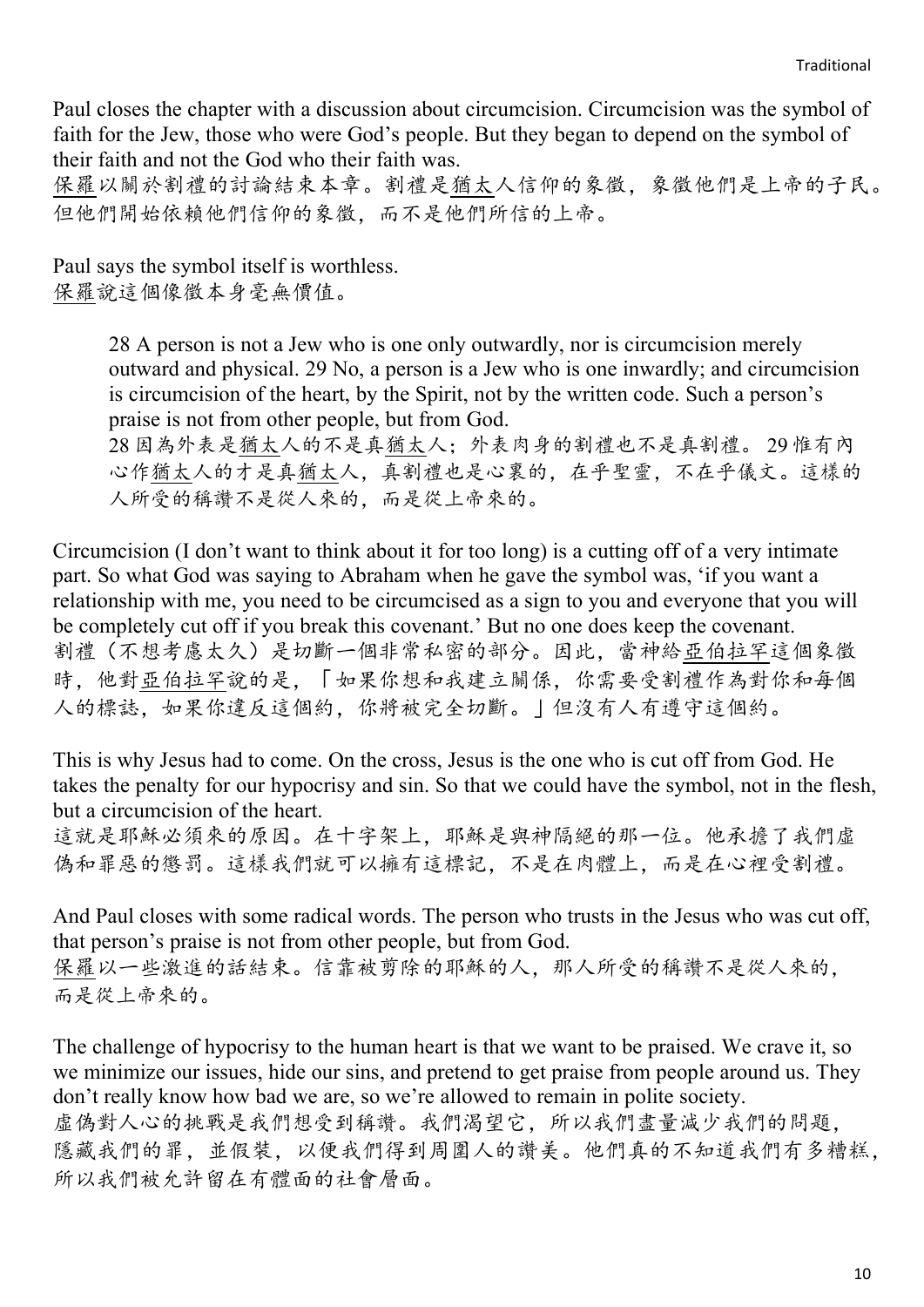Paul closes the chapter with a discussion about circumcision. Circumcision was the symbol of faith for the Jew, those who were God's people. But they began to depend on the symbol of their faith and not the God who their faith was.
保羅以關於割禮的討論結束本章。割禮是猶太人信仰的象徵，象徵他們是上帝的子民。但他們開始依賴他們信仰的象徵，而不是他們所信的上帝。

Paul says the symbol itself is worthless.
保羅說這個像徵本身毫無價值。

> 28 A person is not a Jew who is one only outwardly, nor is circumcision merely outward and physical. 29 No, a person is a Jew who is one inwardly; and circumcision is circumcision of the heart, by the Spirit, not by the written code. Such a person's praise is not from other people, but from God.
> 28 因為外表是猶太人的不是真猶太人；外表肉身的割禮也不是真割禮。 29 惟有內心作猶太人的才是真猶太人，真割禮也是心裏的，在乎聖靈，不在乎儀文。這樣的人所受的稱讚不是從人來的，而是從上帝來的。

Circumcision (I don't want to think about it for too long) is a cutting off of a very intimate part. So what God was saying to Abraham when he gave the symbol was, 'if you want a relationship with me, you need to be circumcised as a sign to you and everyone that you will be completely cut off if you break this covenant.' But no one does keep the covenant.
割禮（不想考慮太久）是切斷一個非常私密的部分。因此，當神給亞伯拉罕這個象徵時，他對亞伯拉罕說的是，「如果你想和我建立關係，你需要受割禮作為對你和每個人的標誌，如果你違反這個約，你將被完全切斷。」但沒有人有遵守這個約。

This is why Jesus had to come. On the cross, Jesus is the one who is cut off from God. He takes the penalty for our hypocrisy and sin. So that we could have the symbol, not in the flesh, but a circumcision of the heart.
這就是耶穌必須來的原因。在十字架上，耶穌是與神隔絕的那一位。他承擔了我們虛偽和罪惡的懲罰。這樣我們就可以擁有這標記，不是在肉體上，而是在心裡受割禮。

And Paul closes with some radical words. The person who trusts in the Jesus who was cut off, that person's praise is not from other people, but from God.
保羅以一些激進的話結束。信靠被剪除的耶穌的人，那人所受的稱讚不是從人來的，而是從上帝來的。

The challenge of hypocrisy to the human heart is that we want to be praised. We crave it, so we minimize our issues, hide our sins, and pretend to get praise from people around us. They don't really know how bad we are, so we're allowed to remain in polite society.
虛偽對人心的挑戰是我們想受到稱讚。我們渴望它，所以我們盡量減少我們的問題，隱藏我們的罪，並假裝，以便我們得到周圍人的讚美。他們真的不知道我們有多糟糕，所以我們被允許留在有體面的社會層面。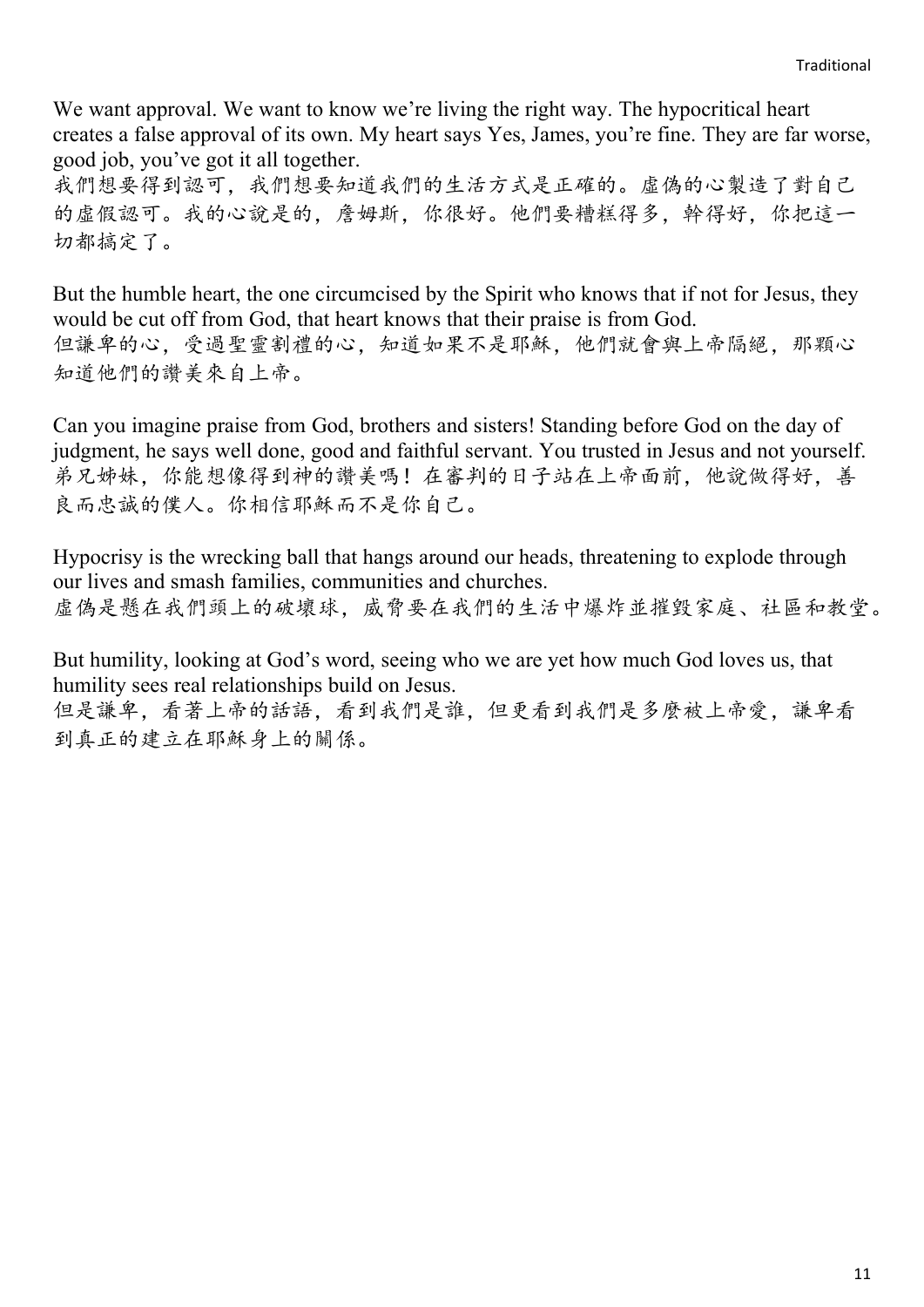We want approval. We want to know we're living the right way. The hypocritical heart creates a false approval of its own. My heart says Yes, James, you're fine. They are far worse, good job, you've got it all together.
我們想要得到認可，我們想要知道我們的生活方式是正確的。虛偽的心製造了對自己的虛假認可。我的心說是的，詹姆斯，你很好。他們要糟糕得多，幹得好，你把這一切都搞定了。

But the humble heart, the one circumcised by the Spirit who knows that if not for Jesus, they would be cut off from God, that heart knows that their praise is from God.
但謙卑的心，受過聖靈割禮的心，知道如果不是耶穌，他們就會與上帝隔絕，那顆心知道他們的讚美來自上帝。

Can you imagine praise from God, brothers and sisters! Standing before God on the day of judgment, he says well done, good and faithful servant. You trusted in Jesus and not yourself.
弟兄姊妹，你能想像得到神的讚美嗎！在審判的日子站在上帝面前，他說做得好，善良而忠誠的僕人。你相信耶穌而不是你自己。

Hypocrisy is the wrecking ball that hangs around our heads, threatening to explode through our lives and smash families, communities and churches.
虛偽是懸在我們頭上的破壞球，威脅要在我們的生活中爆炸並摧毀家庭、社區和教堂。

But humility, looking at God's word, seeing who we are yet how much God loves us, that humility sees real relationships build on Jesus.
但是謙卑，看著上帝的話語，看到我們是誰，但更看到我們是多麼被上帝愛，謙卑看到真正的建立在耶穌身上的關係。